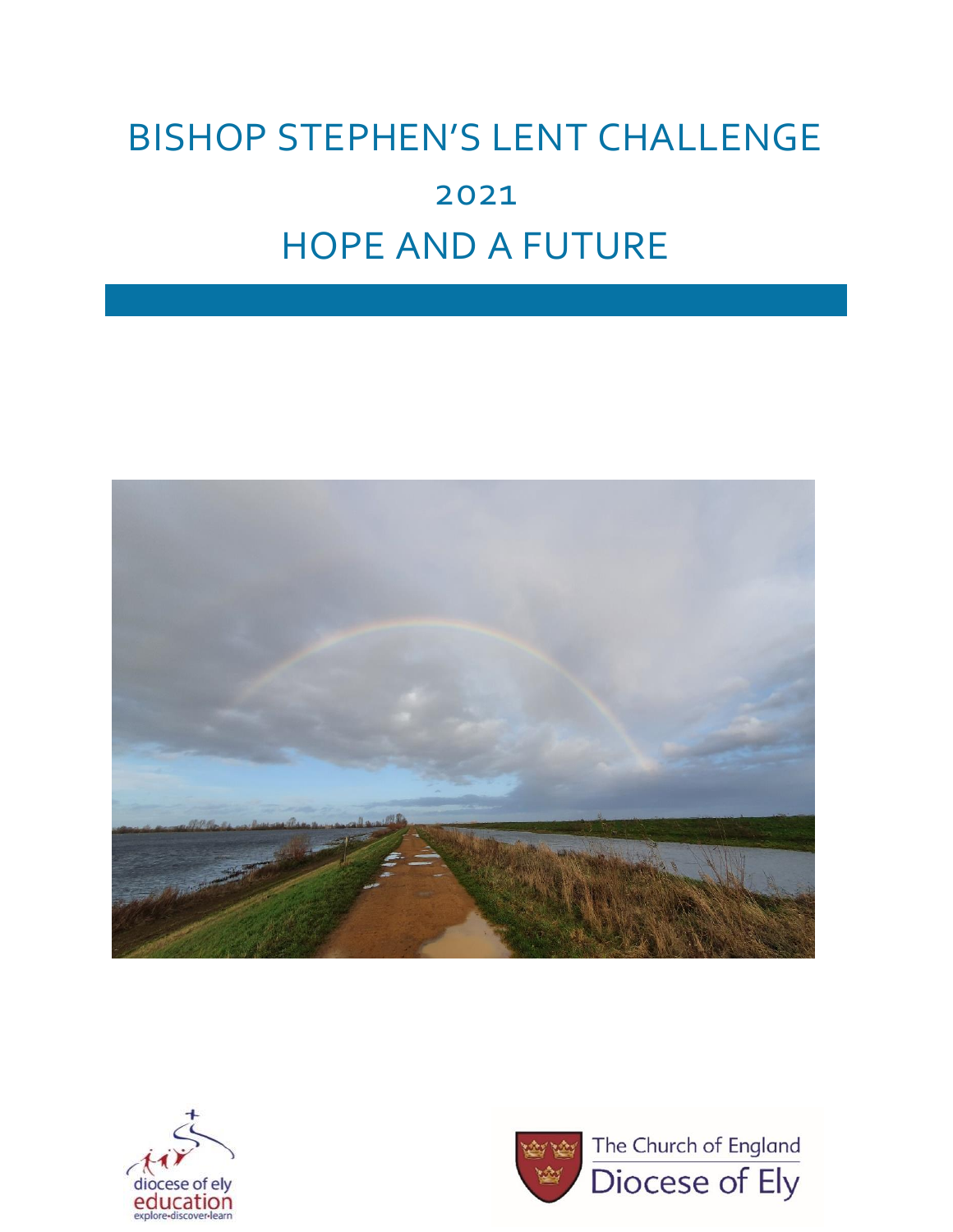# BISHOP STEPHEN'S LENT CHALLENGE

## 2021

# HOPE AND A FUTURE

diocese of ely education
explore•discover•learn

The Church of England
Diocese of Ely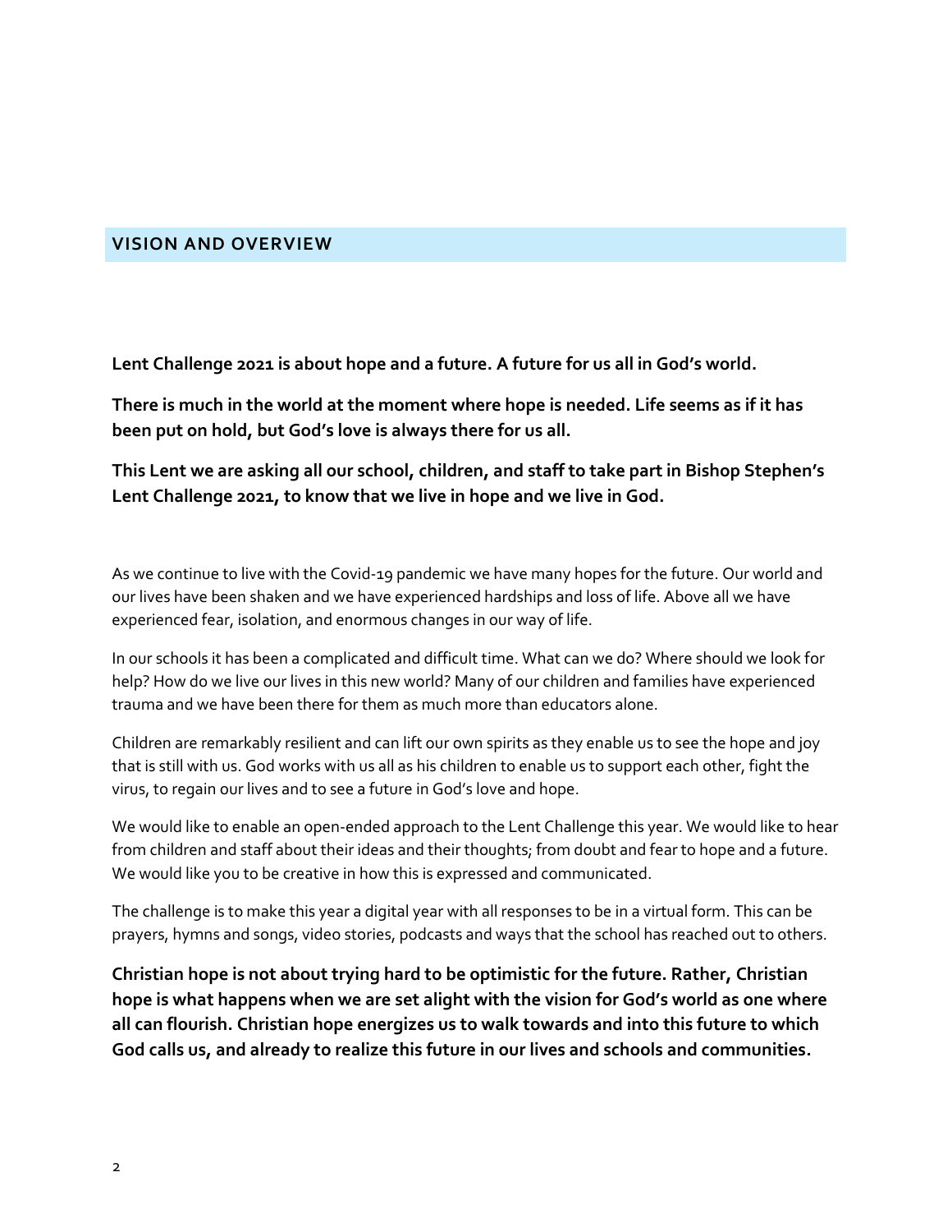## VISION AND OVERVIEW

**Lent Challenge 2021 is about hope and a future. A future for us all in God's world.**

**There is much in the world at the moment where hope is needed. Life seems as if it has been put on hold, but God's love is always there for us all.**

**This Lent we are asking all our school, children, and staff to take part in Bishop Stephen's Lent Challenge 2021, to know that we live in hope and we live in God.**

As we continue to live with the Covid-19 pandemic we have many hopes for the future. Our world and our lives have been shaken and we have experienced hardships and loss of life. Above all we have experienced fear, isolation, and enormous changes in our way of life.

In our schools it has been a complicated and difficult time. What can we do? Where should we look for help? How do we live our lives in this new world? Many of our children and families have experienced trauma and we have been there for them as much more than educators alone.

Children are remarkably resilient and can lift our own spirits as they enable us to see the hope and joy that is still with us. God works with us all as his children to enable us to support each other, fight the virus, to regain our lives and to see a future in God's love and hope.

We would like to enable an open-ended approach to the Lent Challenge this year. We would like to hear from children and staff about their ideas and their thoughts; from doubt and fear to hope and a future. We would like you to be creative in how this is expressed and communicated.

The challenge is to make this year a digital year with all responses to be in a virtual form. This can be prayers, hymns and songs, video stories, podcasts and ways that the school has reached out to others.

**Christian hope is not about trying hard to be optimistic for the future. Rather, Christian hope is what happens when we are set alight with the vision for God's world as one where all can flourish. Christian hope energizes us to walk towards and into this future to which God calls us, and already to realize this future in our lives and schools and communities.**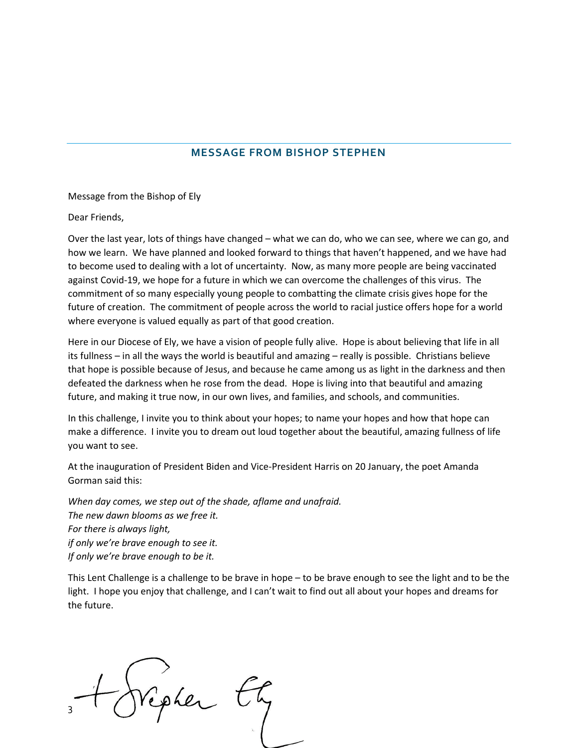## MESSAGE FROM BISHOP STEPHEN

Message from the Bishop of Ely

Dear Friends,

Over the last year, lots of things have changed – what we can do, who we can see, where we can go, and how we learn. We have planned and looked forward to things that haven't happened, and we have had to become used to dealing with a lot of uncertainty. Now, as many more people are being vaccinated against Covid-19, we hope for a future in which we can overcome the challenges of this virus. The commitment of so many especially young people to combatting the climate crisis gives hope for the future of creation. The commitment of people across the world to racial justice offers hope for a world where everyone is valued equally as part of that good creation.

Here in our Diocese of Ely, we have a vision of people fully alive. Hope is about believing that life in all its fullness – in all the ways the world is beautiful and amazing – really is possible. Christians believe that hope is possible because of Jesus, and because he came among us as light in the darkness and then defeated the darkness when he rose from the dead. Hope is living into that beautiful and amazing future, and making it true now, in our own lives, and families, and schools, and communities.

In this challenge, I invite you to think about your hopes; to name your hopes and how that hope can make a difference. I invite you to dream out loud together about the beautiful, amazing fullness of life you want to see.

At the inauguration of President Biden and Vice-President Harris on 20 January, the poet Amanda Gorman said this:

*When day comes, we step out of the shade, aflame and unafraid.*
*The new dawn blooms as we free it.*
*For there is always light,*
*if only we're brave enough to see it.*
*If only we're brave enough to be it.*

This Lent Challenge is a challenge to be brave in hope – to be brave enough to see the light and to be the light. I hope you enjoy that challenge, and I can't wait to find out all about your hopes and dreams for the future.

+Stephen Ely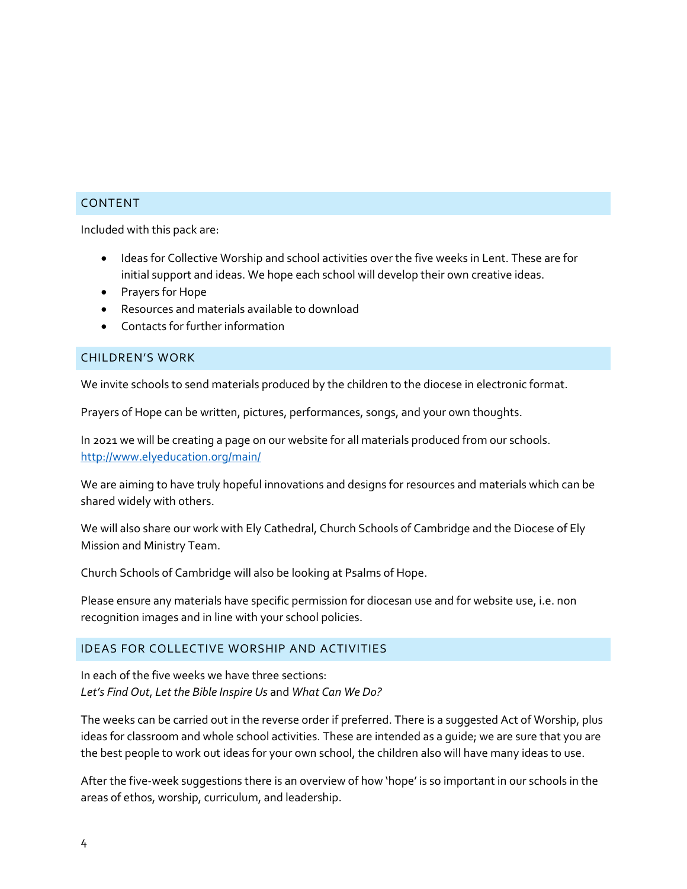## CONTENT

Included with this pack are:

- Ideas for Collective Worship and school activities over the five weeks in Lent. These are for initial support and ideas. We hope each school will develop their own creative ideas.
- Prayers for Hope
- Resources and materials available to download
- Contacts for further information

## CHILDREN'S WORK

We invite schools to send materials produced by the children to the diocese in electronic format.

Prayers of Hope can be written, pictures, performances, songs, and your own thoughts.

In 2021 we will be creating a page on our website for all materials produced from our schools. http://www.elyeducation.org/main/

We are aiming to have truly hopeful innovations and designs for resources and materials which can be shared widely with others.

We will also share our work with Ely Cathedral, Church Schools of Cambridge and the Diocese of Ely Mission and Ministry Team.

Church Schools of Cambridge will also be looking at Psalms of Hope.

Please ensure any materials have specific permission for diocesan use and for website use, i.e. non recognition images and in line with your school policies.

## IDEAS FOR COLLECTIVE WORSHIP AND ACTIVITIES

In each of the five weeks we have three sections:
*Let's Find Out*, *Let the Bible Inspire Us* and *What Can We Do?*

The weeks can be carried out in the reverse order if preferred. There is a suggested Act of Worship, plus ideas for classroom and whole school activities. These are intended as a guide; we are sure that you are the best people to work out ideas for your own school, the children also will have many ideas to use.

After the five-week suggestions there is an overview of how 'hope' is so important in our schools in the areas of ethos, worship, curriculum, and leadership.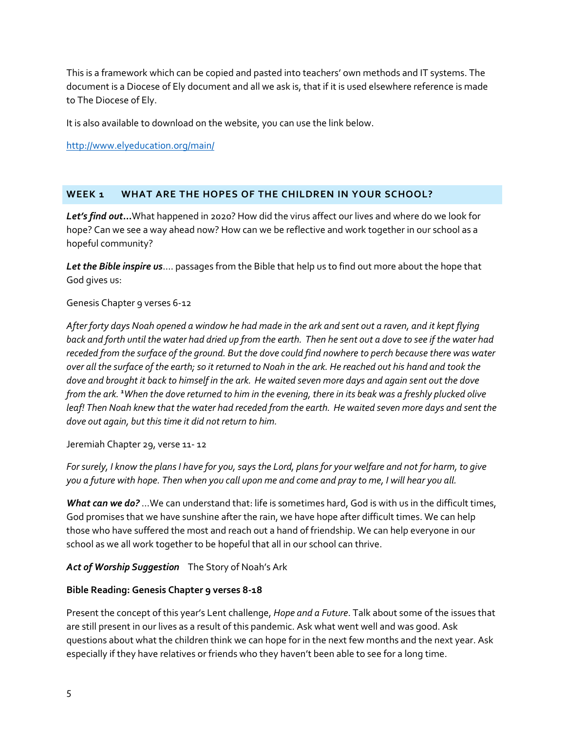This is a framework which can be copied and pasted into teachers' own methods and IT systems. The document is a Diocese of Ely document and all we ask is, that if it is used elsewhere reference is made to The Diocese of Ely.

It is also available to download on the website, you can use the link below.

http://www.elyeducation.org/main/

## WEEK 1 WHAT ARE THE HOPES OF THE CHILDREN IN YOUR SCHOOL?

***Let's find out…***What happened in 2020? How did the virus affect our lives and where do we look for hope? Can we see a way ahead now? How can we be reflective and work together in our school as a hopeful community?

***Let the Bible inspire us***…. passages from the Bible that help us to find out more about the hope that God gives us:

Genesis Chapter 9 verses 6-12

*After forty days Noah opened a window he had made in the ark and sent out a raven, and it kept flying back and forth until the water had dried up from the earth. Then he sent out a dove to see if the water had receded from the surface of the ground. But the dove could find nowhere to perch because there was water over all the surface of the earth; so it returned to Noah in the ark. He reached out his hand and took the dove and brought it back to himself in the ark. He waited seven more days and again sent out the dove from the ark. [1]When the dove returned to him in the evening, there in its beak was a freshly plucked olive leaf! Then Noah knew that the water had receded from the earth. He waited seven more days and sent the dove out again, but this time it did not return to him.*

Jeremiah Chapter 29, verse 11- 12

*For surely, I know the plans I have for you, says the Lord, plans for your welfare and not for harm, to give you a future with hope. Then when you call upon me and come and pray to me, I will hear you all.*

***What can we do?*** …We can understand that: life is sometimes hard, God is with us in the difficult times, God promises that we have sunshine after the rain, we have hope after difficult times. We can help those who have suffered the most and reach out a hand of friendship. We can help everyone in our school as we all work together to be hopeful that all in our school can thrive.

***Act of Worship Suggestion*** The Story of Noah's Ark

**Bible Reading: Genesis Chapter 9 verses 8-18**

Present the concept of this year's Lent challenge, *Hope and a Future*. Talk about some of the issues that are still present in our lives as a result of this pandemic. Ask what went well and was good. Ask questions about what the children think we can hope for in the next few months and the next year. Ask especially if they have relatives or friends who they haven't been able to see for a long time.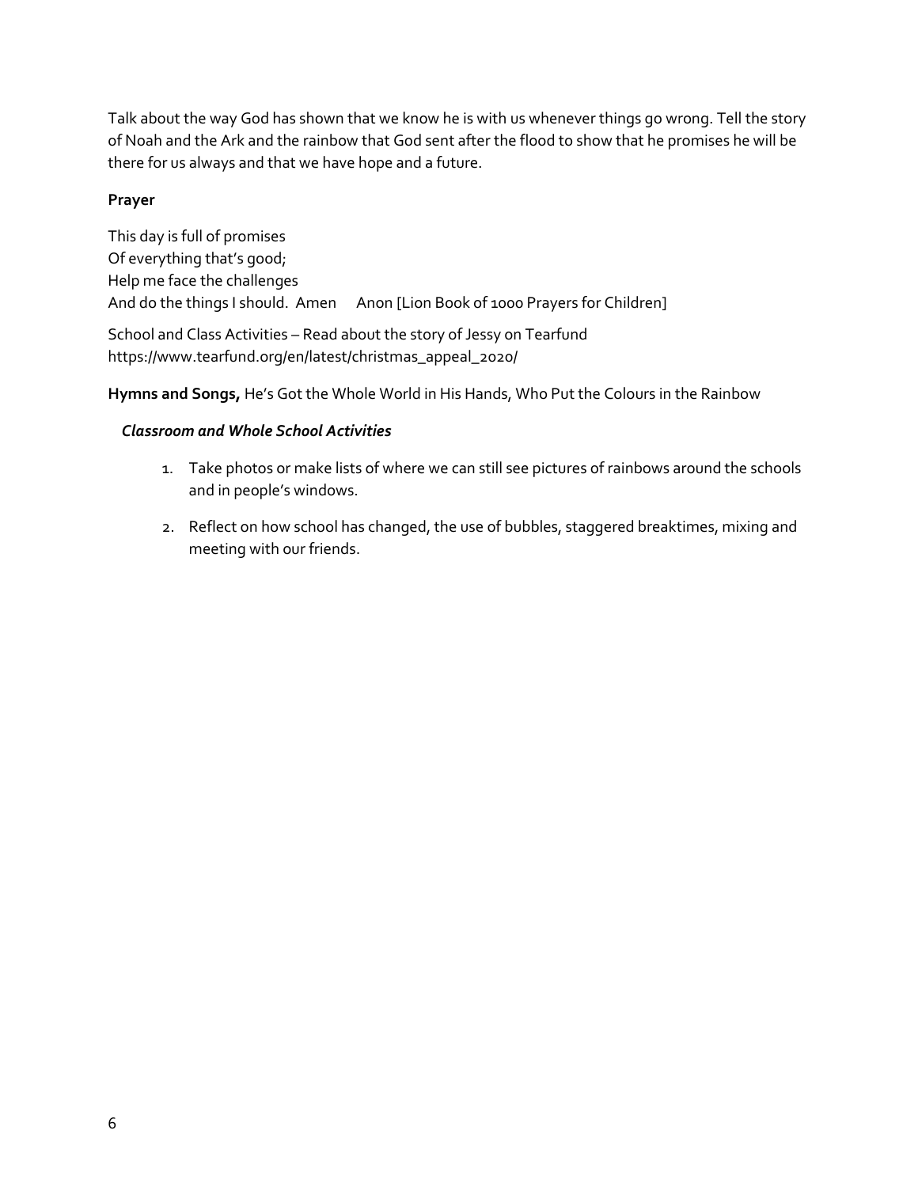Talk about the way God has shown that we know he is with us whenever things go wrong. Tell the story of Noah and the Ark and the rainbow that God sent after the flood to show that he promises he will be there for us always and that we have hope and a future.

**Prayer**

This day is full of promises  
Of everything that's good;  
Help me face the challenges  
And do the things I should. Amen     Anon [Lion Book of 1000 Prayers for Children]

School and Class Activities – Read about the story of Jessy on Tearfund https://www.tearfund.org/en/latest/christmas_appeal_2020/

**Hymns and Songs,** He's Got the Whole World in His Hands, Who Put the Colours in the Rainbow

***Classroom and Whole School Activities***

1. Take photos or make lists of where we can still see pictures of rainbows around the schools and in people's windows.
2. Reflect on how school has changed, the use of bubbles, staggered breaktimes, mixing and meeting with our friends.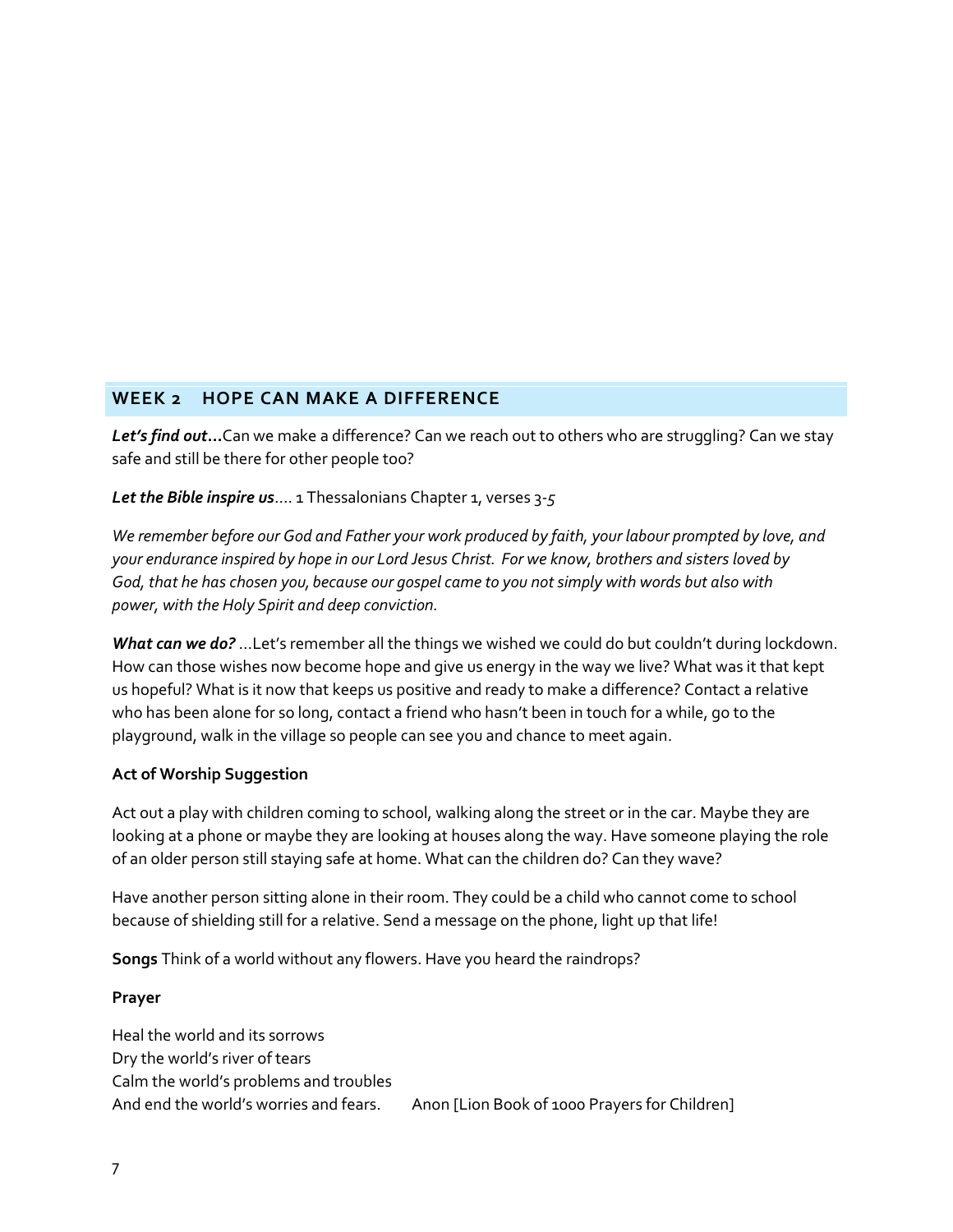## WEEK 2 HOPE CAN MAKE A DIFFERENCE

***Let's find out…***Can we make a difference? Can we reach out to others who are struggling? Can we stay safe and still be there for other people too?

***Let the Bible inspire us****….* 1 Thessalonians Chapter 1, verses 3-*5*

*We remember before our God and Father your work produced by faith, your labour prompted by love, and your endurance inspired by hope in our Lord Jesus Christ. For we know, brothers and sisters loved by God, that he has chosen you, because our gospel came to you not simply with words but also with power, with the Holy Spirit and deep conviction.*

***What can we do?*** …Let's remember all the things we wished we could do but couldn't during lockdown. How can those wishes now become hope and give us energy in the way we live? What was it that kept us hopeful? What is it now that keeps us positive and ready to make a difference? Contact a relative who has been alone for so long, contact a friend who hasn't been in touch for a while, go to the playground, walk in the village so people can see you and chance to meet again.

**Act of Worship Suggestion**

Act out a play with children coming to school, walking along the street or in the car. Maybe they are looking at a phone or maybe they are looking at houses along the way. Have someone playing the role of an older person still staying safe at home. What can the children do? Can they wave?

Have another person sitting alone in their room. They could be a child who cannot come to school because of shielding still for a relative. Send a message on the phone, light up that life!

**Songs** Think of a world without any flowers. Have you heard the raindrops?

**Prayer**

Heal the world and its sorrows
Dry the world's river of tears
Calm the world's problems and troubles
And end the world's worries and fears. Anon [Lion Book of 1000 Prayers for Children]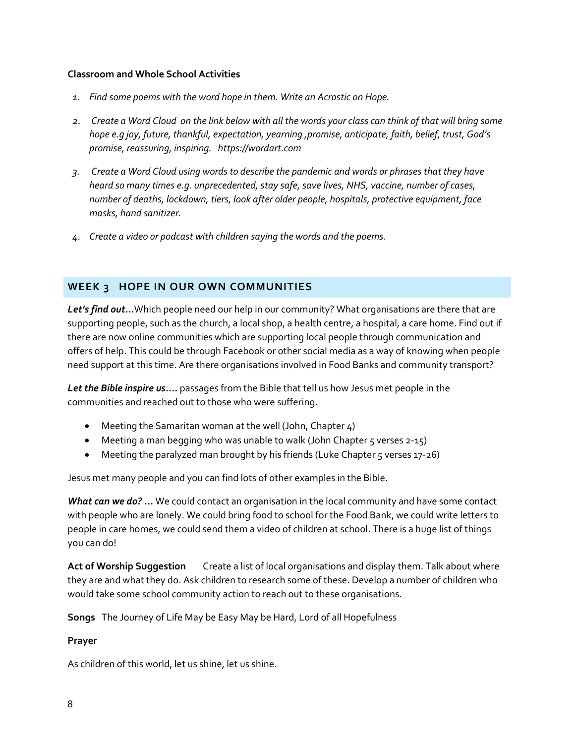**Classroom and Whole School Activities**

1. *Find some poems with the word hope in them. Write an Acrostic on Hope.*
2. *Create a Word Cloud on the link below with all the words your class can think of that will bring some hope e.g joy, future, thankful, expectation, yearning ,promise, anticipate, faith, belief, trust, God's promise, reassuring, inspiring. https://wordart.com*
3. *Create a Word Cloud using words to describe the pandemic and words or phrases that they have heard so many times e.g. unprecedented, stay safe, save lives, NHS, vaccine, number of cases, number of deaths, lockdown, tiers, look after older people, hospitals, protective equipment, face masks, hand sanitizer.*
4. *Create a video or podcast with children saying the words and the poems.*

## WEEK 3 HOPE IN OUR OWN COMMUNITIES

***Let's find out…***Which people need our help in our community? What organisations are there that are supporting people, such as the church, a local shop, a health centre, a hospital, a care home. Find out if there are now online communities which are supporting local people through communication and offers of help. This could be through Facebook or other social media as a way of knowing when people need support at this time. Are there organisations involved in Food Banks and community transport?

***Let the Bible inspire us….*** passages from the Bible that tell us how Jesus met people in the communities and reached out to those who were suffering.

- Meeting the Samaritan woman at the well (John, Chapter 4)
- Meeting a man begging who was unable to walk (John Chapter 5 verses 2-15)
- Meeting the paralyzed man brought by his friends (Luke Chapter 5 verses 17-26)

Jesus met many people and you can find lots of other examples in the Bible.

***What can we do? …*** We could contact an organisation in the local community and have some contact with people who are lonely. We could bring food to school for the Food Bank, we could write letters to people in care homes, we could send them a video of children at school. There is a huge list of things you can do!

**Act of Worship Suggestion** Create a list of local organisations and display them. Talk about where they are and what they do. Ask children to research some of these. Develop a number of children who would take some school community action to reach out to these organisations.

**Songs** The Journey of Life May be Easy May be Hard, Lord of all Hopefulness

**Prayer**

As children of this world, let us shine, let us shine.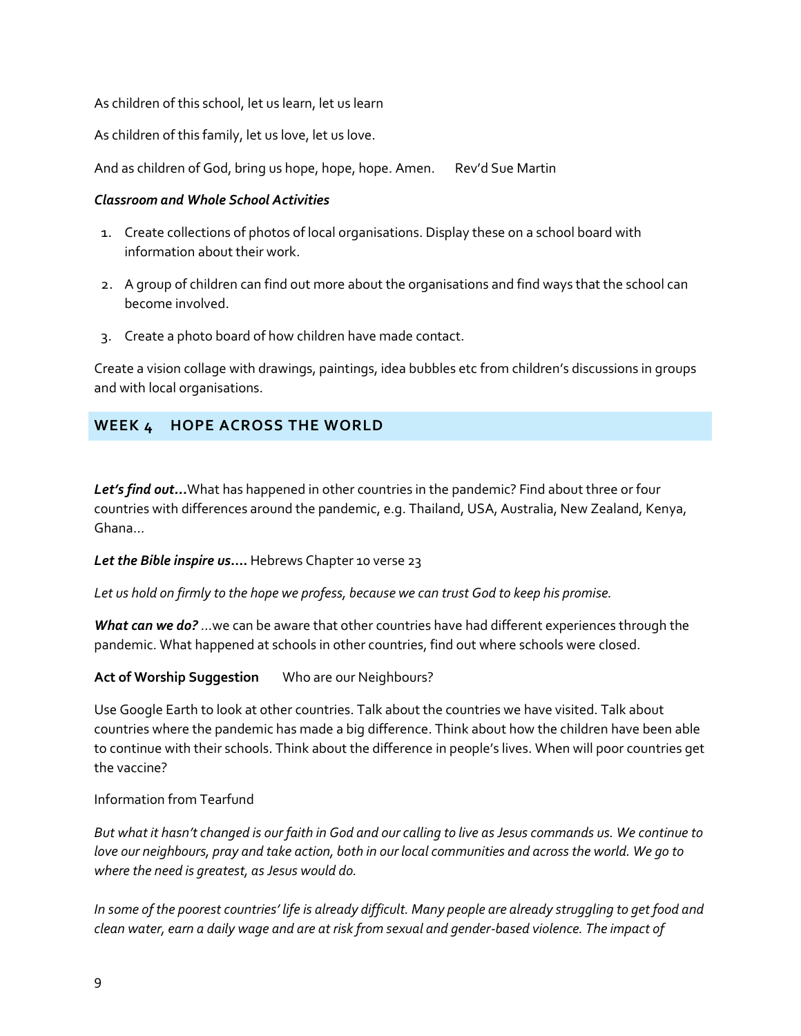As children of this school, let us learn, let us learn

As children of this family, let us love, let us love.

And as children of God, bring us hope, hope, hope. Amen.    Rev'd Sue Martin

***Classroom and Whole School Activities***

1. Create collections of photos of local organisations. Display these on a school board with information about their work.
2. A group of children can find out more about the organisations and find ways that the school can become involved.
3. Create a photo board of how children have made contact.

Create a vision collage with drawings, paintings, idea bubbles etc from children's discussions in groups and with local organisations.

## WEEK 4    HOPE ACROSS THE WORLD

***Let's find out…***What has happened in other countries in the pandemic? Find about three or four countries with differences around the pandemic, e.g. Thailand, USA, Australia, New Zealand, Kenya, Ghana…

***Let the Bible inspire us….*** Hebrews Chapter 10 verse 23

*Let us hold on firmly to the hope we profess, because we can trust God to keep his promise.*

***What can we do?*** …we can be aware that other countries have had different experiences through the pandemic. What happened at schools in other countries, find out where schools were closed.

**Act of Worship Suggestion**    Who are our Neighbours?

Use Google Earth to look at other countries. Talk about the countries we have visited. Talk about countries where the pandemic has made a big difference. Think about how the children have been able to continue with their schools. Think about the difference in people's lives. When will poor countries get the vaccine?

Information from Tearfund

*But what it hasn't changed is our faith in God and our calling to live as Jesus commands us. We continue to love our neighbours, pray and take action, both in our local communities and across the world. We go to where the need is greatest, as Jesus would do.*

*In some of the poorest countries' life is already difficult. Many people are already struggling to get food and clean water, earn a daily wage and are at risk from sexual and gender-based violence. The impact of*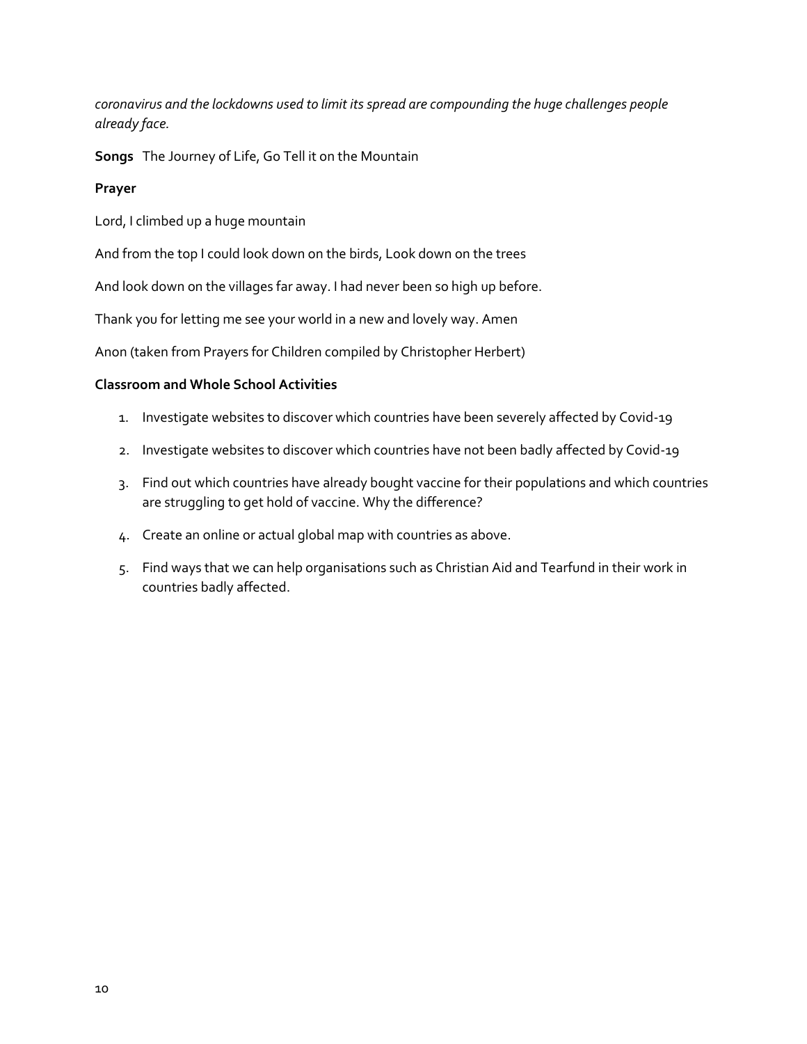*coronavirus and the lockdowns used to limit its spread are compounding the huge challenges people already face.*

**Songs** The Journey of Life, Go Tell it on the Mountain

**Prayer**

Lord, I climbed up a huge mountain

And from the top I could look down on the birds, Look down on the trees

And look down on the villages far away. I had never been so high up before.

Thank you for letting me see your world in a new and lovely way. Amen

Anon (taken from Prayers for Children compiled by Christopher Herbert)

**Classroom and Whole School Activities**

1. Investigate websites to discover which countries have been severely affected by Covid-19
2. Investigate websites to discover which countries have not been badly affected by Covid-19
3. Find out which countries have already bought vaccine for their populations and which countries are struggling to get hold of vaccine. Why the difference?
4. Create an online or actual global map with countries as above.
5. Find ways that we can help organisations such as Christian Aid and Tearfund in their work in countries badly affected.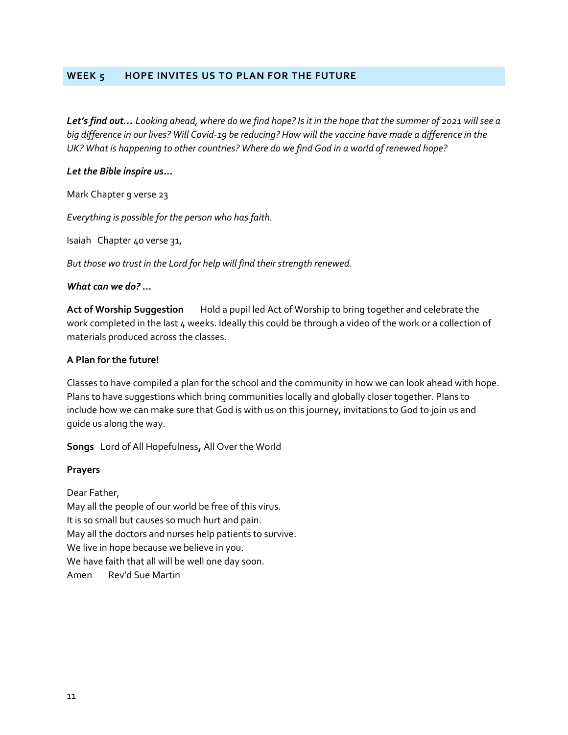## WEEK 5 HOPE INVITES US TO PLAN FOR THE FUTURE

***Let's find out…*** *Looking ahead, where do we find hope? Is it in the hope that the summer of 2021 will see a big difference in our lives? Will Covid-19 be reducing? How will the vaccine have made a difference in the UK? What is happening to other countries? Where do we find God in a world of renewed hope?*

***Let the Bible inspire us…***

Mark Chapter 9 verse 23

*Everything is possible for the person who has faith.*

Isaiah Chapter 40 verse 31,

*But those wo trust in the Lord for help will find their strength renewed.*

***What can we do? …***

**Act of Worship Suggestion** Hold a pupil led Act of Worship to bring together and celebrate the work completed in the last 4 weeks. Ideally this could be through a video of the work or a collection of materials produced across the classes.

**A Plan for the future!**

Classes to have compiled a plan for the school and the community in how we can look ahead with hope. Plans to have suggestions which bring communities locally and globally closer together. Plans to include how we can make sure that God is with us on this journey, invitations to God to join us and guide us along the way.

**Songs** Lord of All Hopefulness**,** All Over the World

**Prayers**

Dear Father,
May all the people of our world be free of this virus.
It is so small but causes so much hurt and pain.
May all the doctors and nurses help patients to survive.
We live in hope because we believe in you.
We have faith that all will be well one day soon.
Amen Rev'd Sue Martin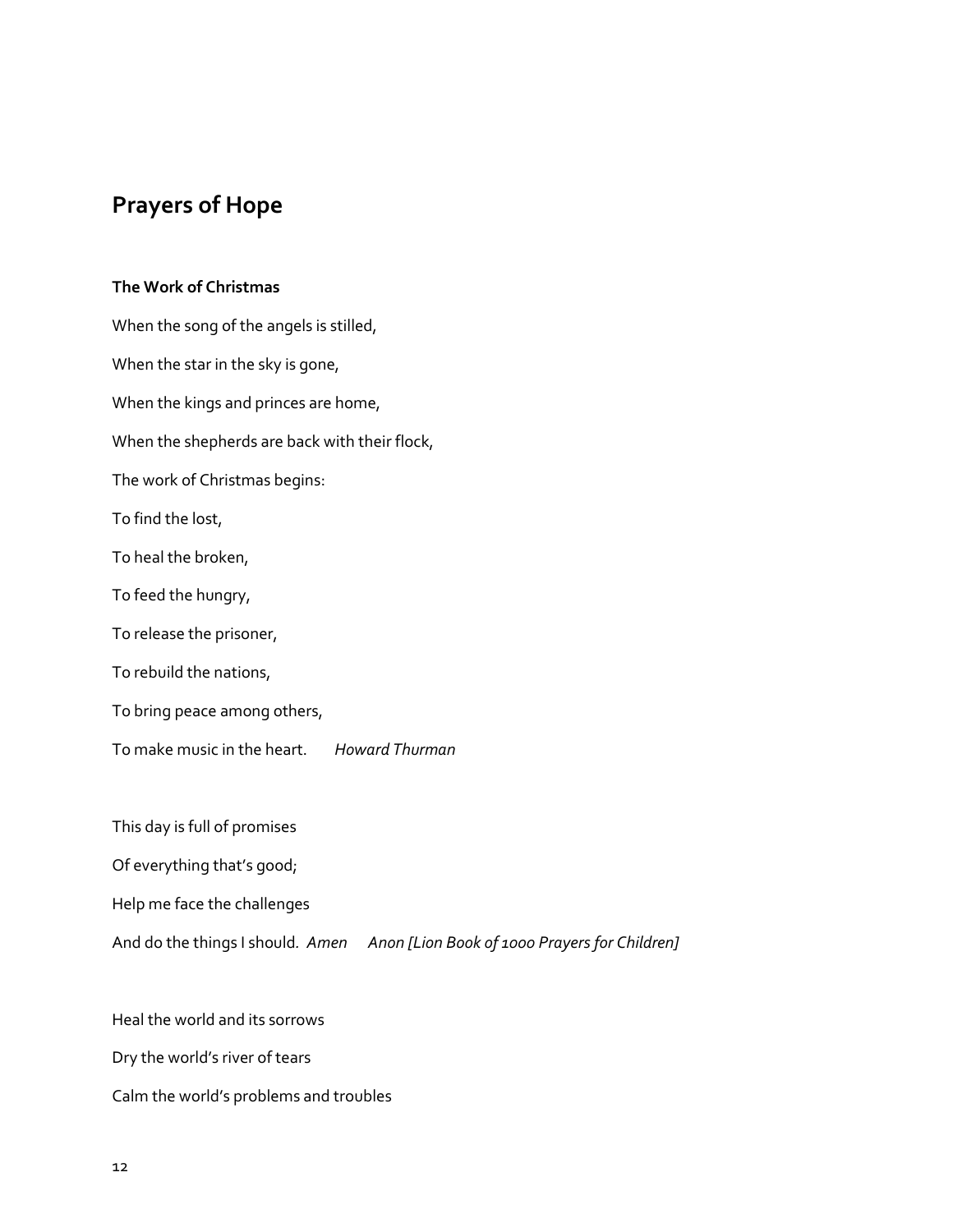## Prayers of Hope

**The Work of Christmas**

When the song of the angels is stilled,

When the star in the sky is gone,

When the kings and princes are home,

When the shepherds are back with their flock,

The work of Christmas begins:

To find the lost,

To heal the broken,

To feed the hungry,

To release the prisoner,

To rebuild the nations,

To bring peace among others,

To make music in the heart. *Howard Thurman*

This day is full of promises

Of everything that's good;

Help me face the challenges

And do the things I should. *Amen* *Anon [Lion Book of 1000 Prayers for Children]*

Heal the world and its sorrows

Dry the world's river of tears

Calm the world's problems and troubles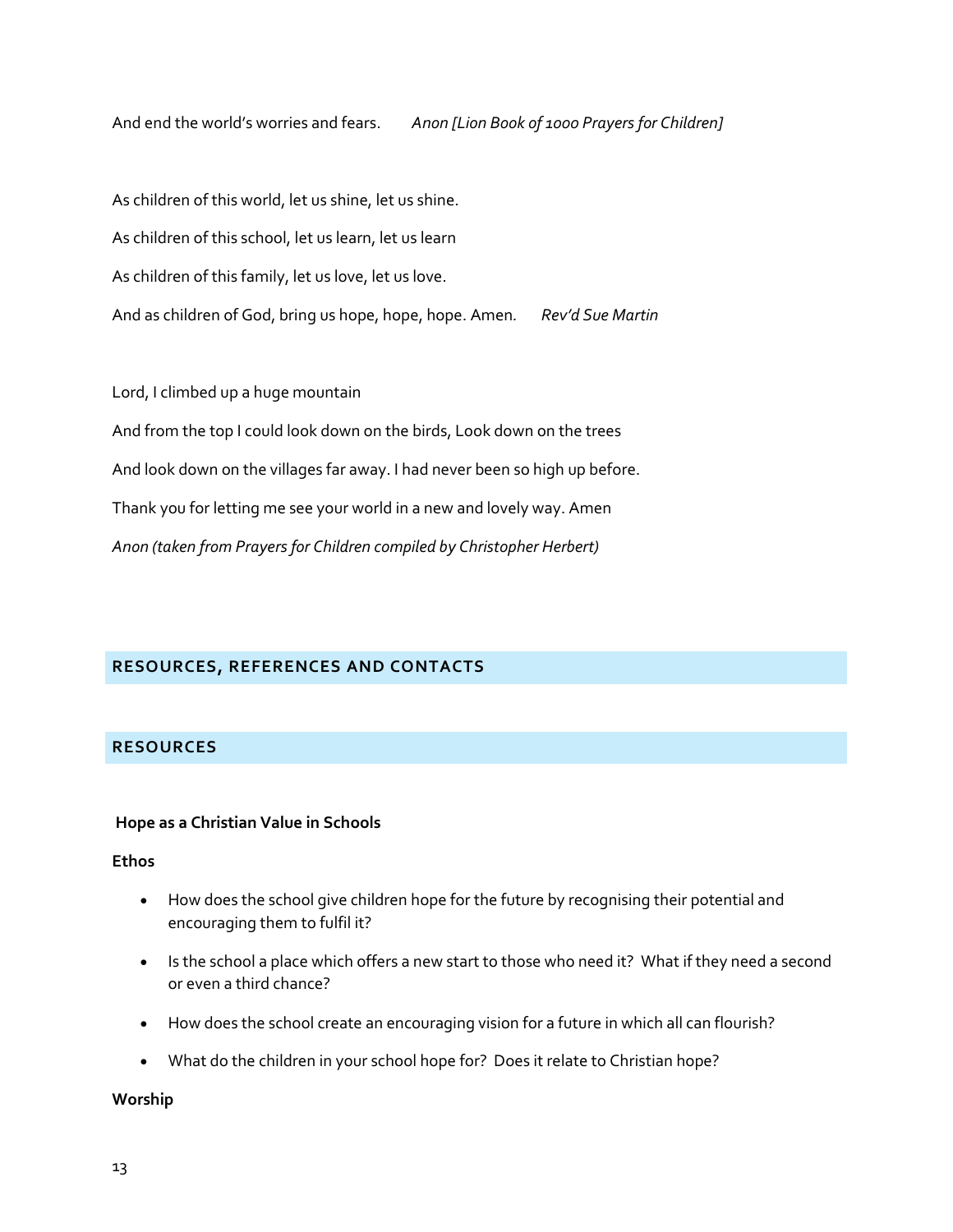And end the world's worries and fears. *Anon [Lion Book of 1000 Prayers for Children]*

As children of this world, let us shine, let us shine.

As children of this school, let us learn, let us learn

As children of this family, let us love, let us love.

And as children of God, bring us hope, hope, hope. Amen. *Rev'd Sue Martin*

Lord, I climbed up a huge mountain

And from the top I could look down on the birds, Look down on the trees

And look down on the villages far away. I had never been so high up before.

Thank you for letting me see your world in a new and lovely way. Amen

*Anon (taken from Prayers for Children compiled by Christopher Herbert)*

## RESOURCES, REFERENCES AND CONTACTS

## RESOURCES

**Hope as a Christian Value in Schools**

**Ethos**

- How does the school give children hope for the future by recognising their potential and encouraging them to fulfil it?
- Is the school a place which offers a new start to those who need it? What if they need a second or even a third chance?
- How does the school create an encouraging vision for a future in which all can flourish?
- What do the children in your school hope for? Does it relate to Christian hope?

**Worship**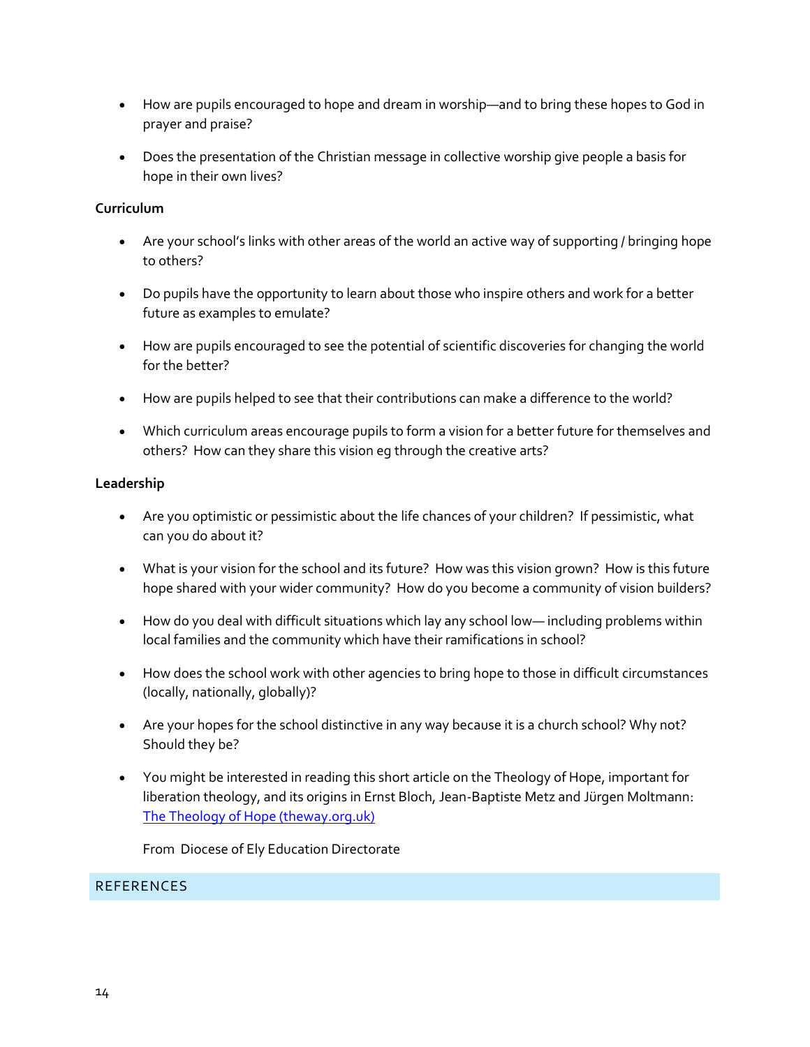- How are pupils encouraged to hope and dream in worship—and to bring these hopes to God in prayer and praise?
- Does the presentation of the Christian message in collective worship give people a basis for hope in their own lives?

**Curriculum**

- Are your school's links with other areas of the world an active way of supporting / bringing hope to others?
- Do pupils have the opportunity to learn about those who inspire others and work for a better future as examples to emulate?
- How are pupils encouraged to see the potential of scientific discoveries for changing the world for the better?
- How are pupils helped to see that their contributions can make a difference to the world?
- Which curriculum areas encourage pupils to form a vision for a better future for themselves and others? How can they share this vision eg through the creative arts?

**Leadership**

- Are you optimistic or pessimistic about the life chances of your children? If pessimistic, what can you do about it?
- What is your vision for the school and its future? How was this vision grown? How is this future hope shared with your wider community? How do you become a community of vision builders?
- How do you deal with difficult situations which lay any school low— including problems within local families and the community which have their ramifications in school?
- How does the school work with other agencies to bring hope to those in difficult circumstances (locally, nationally, globally)?
- Are your hopes for the school distinctive in any way because it is a church school? Why not? Should they be?
- You might be interested in reading this short article on the Theology of Hope, important for liberation theology, and its origins in Ernst Bloch, Jean-Baptiste Metz and Jürgen Moltmann: [The Theology of Hope (theway.org.uk)]

  From Diocese of Ely Education Directorate

## REFERENCES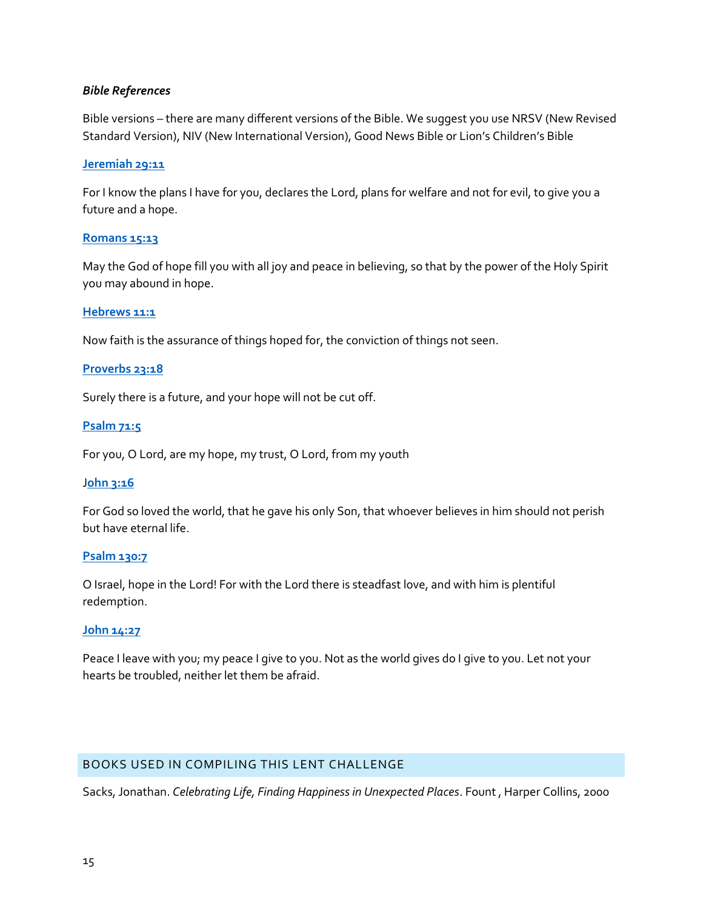***Bible References***

Bible versions – there are many different versions of the Bible. We suggest you use NRSV (New Revised Standard Version), NIV (New International Version), Good News Bible or Lion's Children's Bible

**Jeremiah 29:11**

For I know the plans I have for you, declares the Lord, plans for welfare and not for evil, to give you a future and a hope.

**Romans 15:13**

May the God of hope fill you with all joy and peace in believing, so that by the power of the Holy Spirit you may abound in hope.

**Hebrews 11:1**

Now faith is the assurance of things hoped for, the conviction of things not seen.

**Proverbs 23:18**

Surely there is a future, and your hope will not be cut off.

**Psalm 71:5**

For you, O Lord, are my hope, my trust, O Lord, from my youth

**John 3:16**

For God so loved the world, that he gave his only Son, that whoever believes in him should not perish but have eternal life.

**Psalm 130:7**

O Israel, hope in the Lord! For with the Lord there is steadfast love, and with him is plentiful redemption.

**John 14:27**

Peace I leave with you; my peace I give to you. Not as the world gives do I give to you. Let not your hearts be troubled, neither let them be afraid.

## BOOKS USED IN COMPILING THIS LENT CHALLENGE

Sacks, Jonathan. *Celebrating Life, Finding Happiness in Unexpected Places*. Fount , Harper Collins, 2000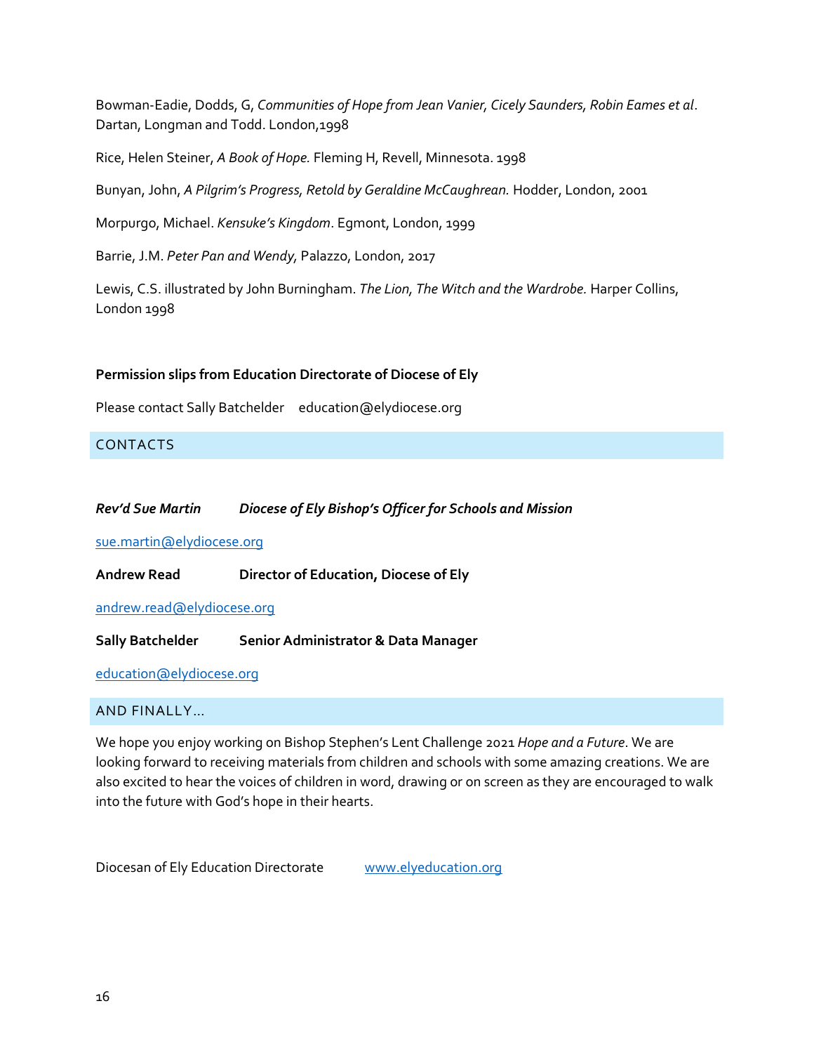Bowman-Eadie, Dodds, G, *Communities of Hope from Jean Vanier, Cicely Saunders, Robin Eames et al*. Dartan, Longman and Todd. London,1998

Rice, Helen Steiner, *A Book of Hope.* Fleming H, Revell, Minnesota. 1998

Bunyan, John, *A Pilgrim's Progress, Retold by Geraldine McCaughrean.* Hodder, London, 2001

Morpurgo, Michael. *Kensuke's Kingdom*. Egmont, London, 1999

Barrie, J.M. *Peter Pan and Wendy,* Palazzo, London, 2017

Lewis, C.S. illustrated by John Burningham. *The Lion, The Witch and the Wardrobe.* Harper Collins, London 1998

**Permission slips from Education Directorate of Diocese of Ely**

Please contact Sally Batchelder education@elydiocese.org

## CONTACTS

***Rev'd Sue Martin*** ***Diocese of Ely Bishop's Officer for Schools and Mission***

sue.martin@elydiocese.org

**Andrew Read** **Director of Education, Diocese of Ely**

andrew.read@elydiocese.org

**Sally Batchelder** **Senior Administrator & Data Manager**

education@elydiocese.org

## AND FINALLY…

We hope you enjoy working on Bishop Stephen's Lent Challenge 2021 *Hope and a Future*. We are looking forward to receiving materials from children and schools with some amazing creations. We are also excited to hear the voices of children in word, drawing or on screen as they are encouraged to walk into the future with God's hope in their hearts.

Diocesan of Ely Education Directorate www.elyeducation.org